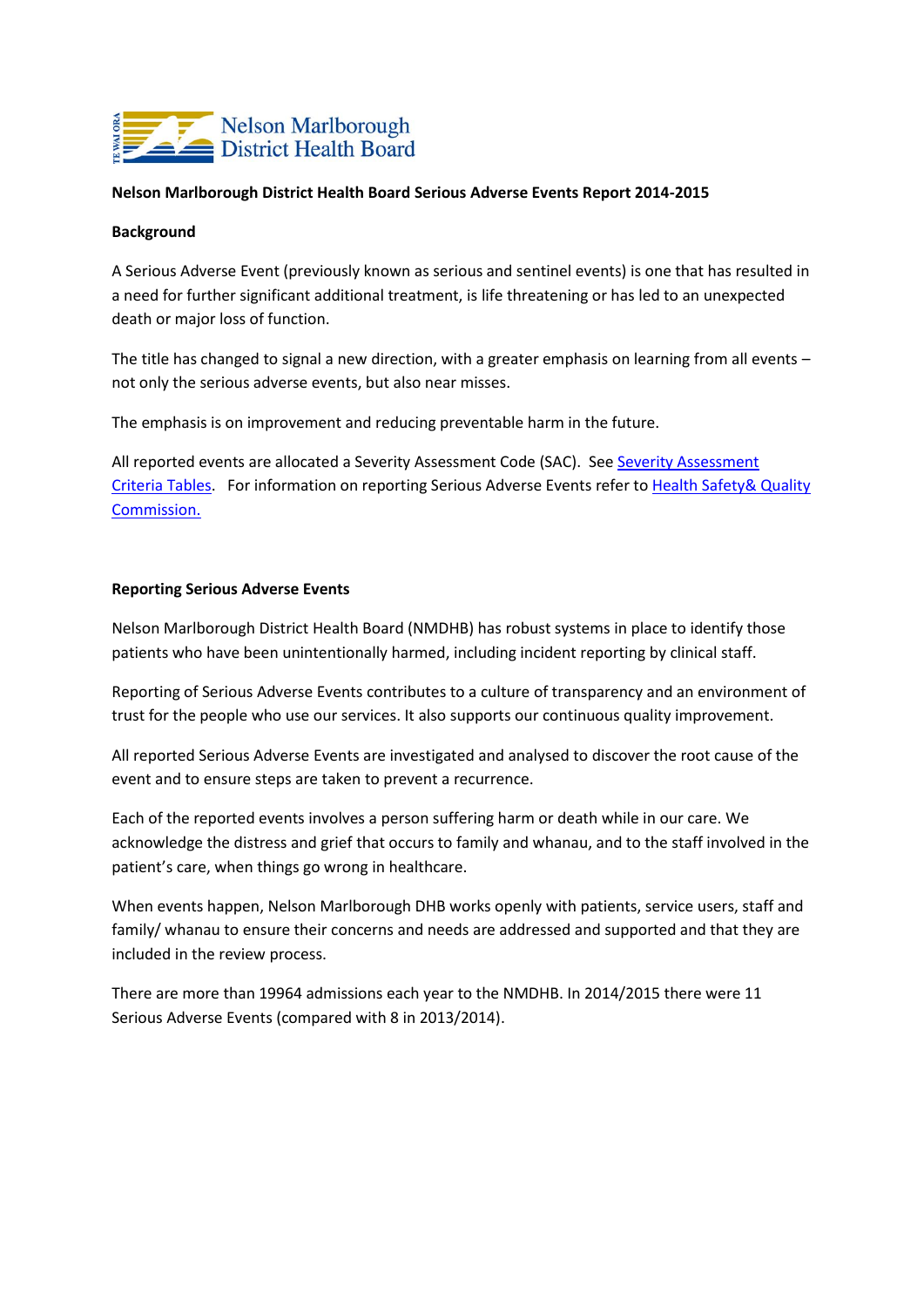**Nelson Marlborough District Health Board Serious Adverse Events Report 2014-2015**

**Background**

A Serious Adverse Event (previously known as serious and sentinel events) is one that has resulted in a need for further significant additional treatment, is life threatening or has led to an unexpected death or major loss of function.

The title has changed to signal a new direction, with a greater emphasis on learning from all events – not only the serious adverse events, but also near misses.

The emphasis is on improvement and reducing preventable harm in the future.

All reported events are allocated a Severity Assessment Code (SAC). See Severity Assessment Criteria Tables. For information on reporting Serious Adverse Events refer to Health Safety& Quality Commission.

**Reporting Serious Adverse Events**

Nelson Marlborough District Health Board (NMDHB) has robust systems in place to identify those patients who have been unintentionally harmed, including incident reporting by clinical staff.

Reporting of Serious Adverse Events contributes to a culture of transparency and an environment of trust for the people who use our services. It also supports our continuous quality improvement.

All reported Serious Adverse Events are investigated and analysed to discover the root cause of the event and to ensure steps are taken to prevent a recurrence.

Each of the reported events involves a person suffering harm or death while in our care. We acknowledge the distress and grief that occurs to family and whanau, and to the staff involved in the patient's care, when things go wrong in healthcare.

When events happen, Nelson Marlborough DHB works openly with patients, service users, staff and family/ whanau to ensure their concerns and needs are addressed and supported and that they are included in the review process.

There are more than 19964 admissions each year to the NMDHB. In 2014/2015 there were 11 Serious Adverse Events (compared with 8 in 2013/2014).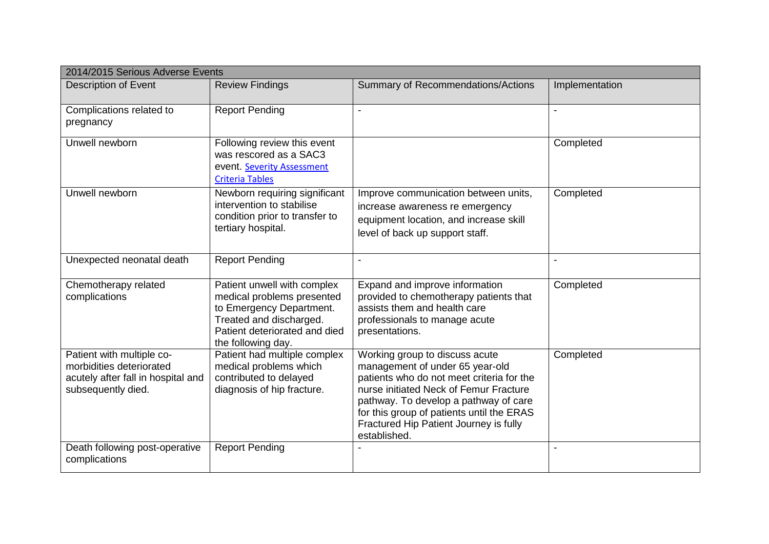| 2014/2015 Serious Adverse Events | | | |
|---|---|---|---|
| Description of Event | Review Findings | Summary of Recommendations/Actions | Implementation |
| Complications related to pregnancy | Report Pending | - | - |
| Unwell newborn | Following review this event was rescored as a SAC3 event. [Severity Assessment Criteria Tables] | | Completed |
| Unwell newborn | Newborn requiring significant intervention to stabilise condition prior to transfer to tertiary hospital. | Improve communication between units, increase awareness re emergency equipment location, and increase skill level of back up support staff. | Completed |
| Unexpected neonatal death | Report Pending | - | - |
| Chemotherapy related complications | Patient unwell with complex medical problems presented to Emergency Department. Treated and discharged. Patient deteriorated and died the following day. | Expand and improve information provided to chemotherapy patients that assists them and health care professionals to manage acute presentations. | Completed |
| Patient with multiple co-morbidities deteriorated acutely after fall in hospital and subsequently died. | Patient had multiple complex medical problems which contributed to delayed diagnosis of hip fracture. | Working group to discuss acute management of under 65 year-old patients who do not meet criteria for the nurse initiated Neck of Femur Fracture pathway. To develop a pathway of care for this group of patients until the ERAS Fractured Hip Patient Journey is fully established. | Completed |
| Death following post-operative complications | Report Pending | - | - |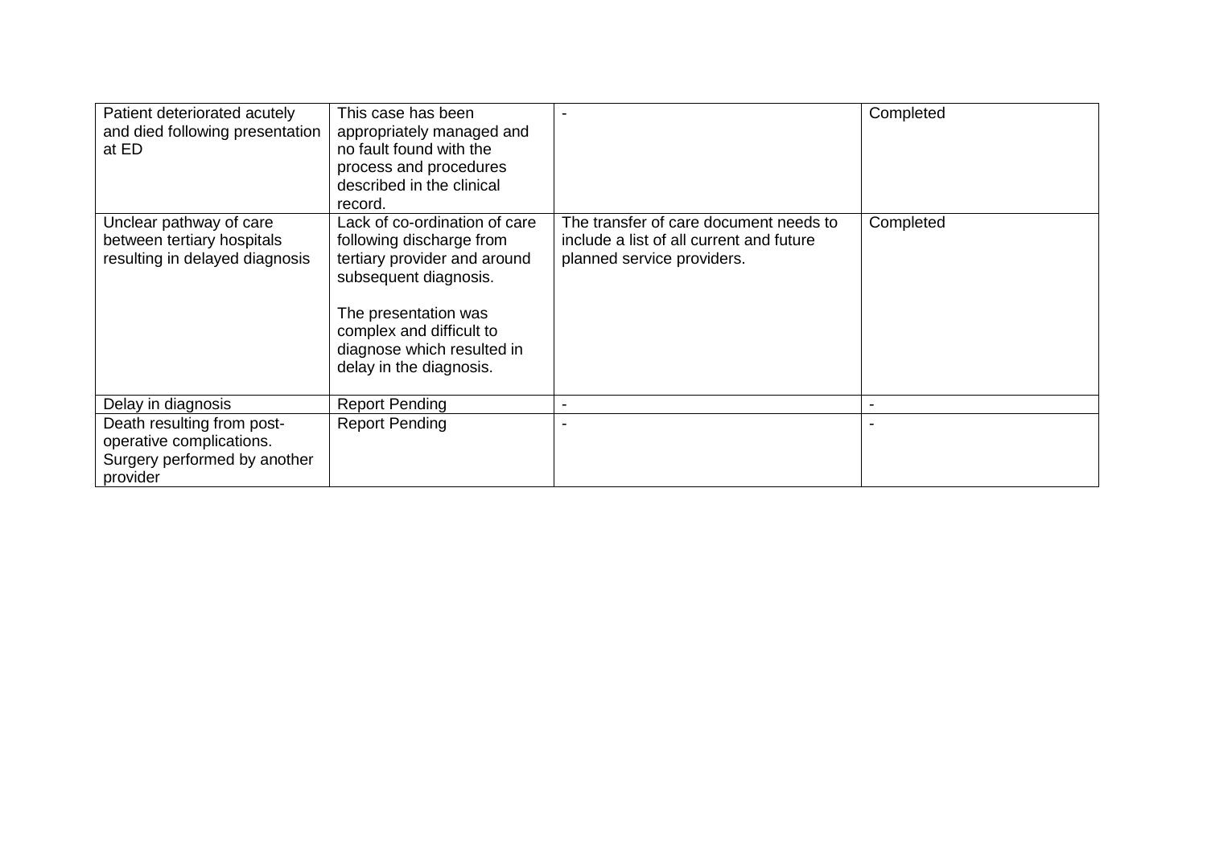| | | | |
|---|---|---|---|
| Patient deteriorated acutely and died following presentation at ED | This case has been appropriately managed and no fault found with the process and procedures described in the clinical record. | - | Completed |
| Unclear pathway of care between tertiary hospitals resulting in delayed diagnosis | Lack of co-ordination of care following discharge from tertiary provider and around subsequent diagnosis.<br><br>The presentation was complex and difficult to diagnose which resulted in delay in the diagnosis. | The transfer of care document needs to include a list of all current and future planned service providers. | Completed |
| Delay in diagnosis | Report Pending | - | - |
| Death resulting from post-operative complications. Surgery performed by another provider | Report Pending | - | - |